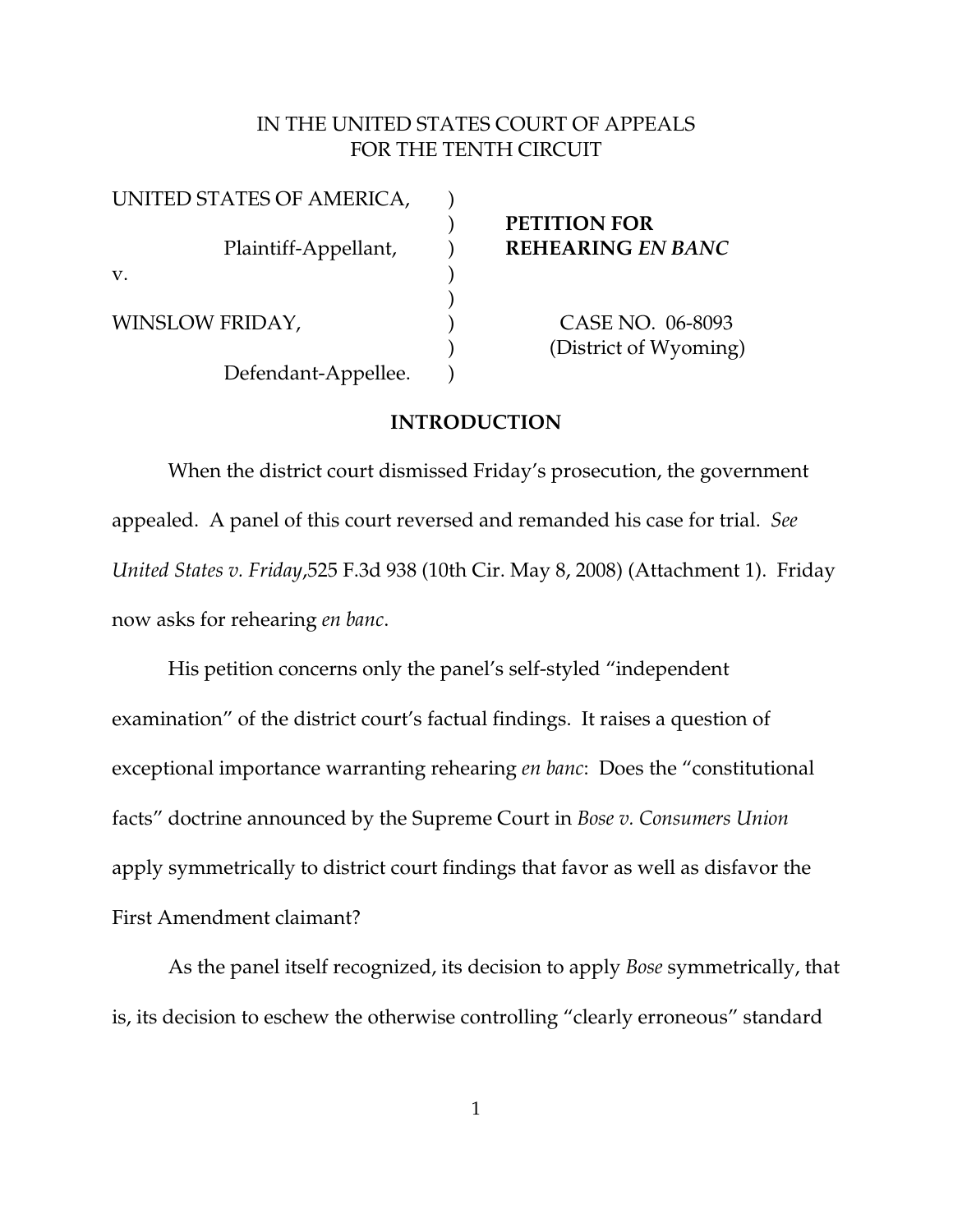IN THE UNITED STATES COURT OF APPEALS
FOR THE TENTH CIRCUIT

| | | |
|---|---|---|
| UNITED STATES OF AMERICA, | ) | |
| | ) | **PETITION FOR** |
| Plaintiff-Appellant, | ) | **REHEARING *EN BANC*** |
| v. | ) | |
| | ) | |
| WINSLOW FRIDAY, | ) | CASE NO. 06-8093 |
| | ) | (District of Wyoming) |
| Defendant-Appellee. | ) | |

## INTRODUCTION

When the district court dismissed Friday's prosecution, the government appealed. A panel of this court reversed and remanded his case for trial. *See United States v. Friday*,525 F.3d 938 (10th Cir. May 8, 2008) (Attachment 1). Friday now asks for rehearing *en banc*.

His petition concerns only the panel's self-styled "independent examination" of the district court's factual findings. It raises a question of exceptional importance warranting rehearing *en banc*: Does the "constitutional facts" doctrine announced by the Supreme Court in *Bose v. Consumers Union* apply symmetrically to district court findings that favor as well as disfavor the First Amendment claimant?

As the panel itself recognized, its decision to apply *Bose* symmetrically, that is, its decision to eschew the otherwise controlling "clearly erroneous" standard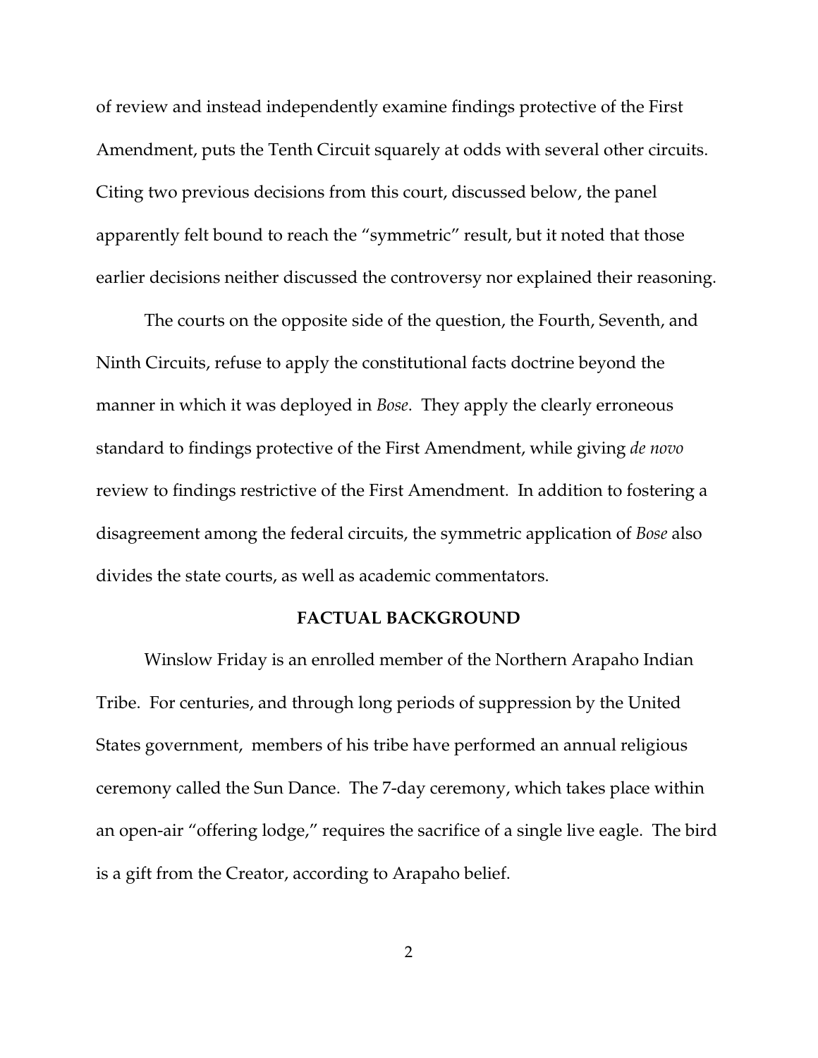of review and instead independently examine findings protective of the First Amendment, puts the Tenth Circuit squarely at odds with several other circuits. Citing two previous decisions from this court, discussed below, the panel apparently felt bound to reach the "symmetric" result, but it noted that those earlier decisions neither discussed the controversy nor explained their reasoning.

The courts on the opposite side of the question, the Fourth, Seventh, and Ninth Circuits, refuse to apply the constitutional facts doctrine beyond the manner in which it was deployed in *Bose*. They apply the clearly erroneous standard to findings protective of the First Amendment, while giving *de novo* review to findings restrictive of the First Amendment. In addition to fostering a disagreement among the federal circuits, the symmetric application of *Bose* also divides the state courts, as well as academic commentators.

## FACTUAL BACKGROUND

Winslow Friday is an enrolled member of the Northern Arapaho Indian Tribe. For centuries, and through long periods of suppression by the United States government, members of his tribe have performed an annual religious ceremony called the Sun Dance. The 7-day ceremony, which takes place within an open-air "offering lodge," requires the sacrifice of a single live eagle. The bird is a gift from the Creator, according to Arapaho belief.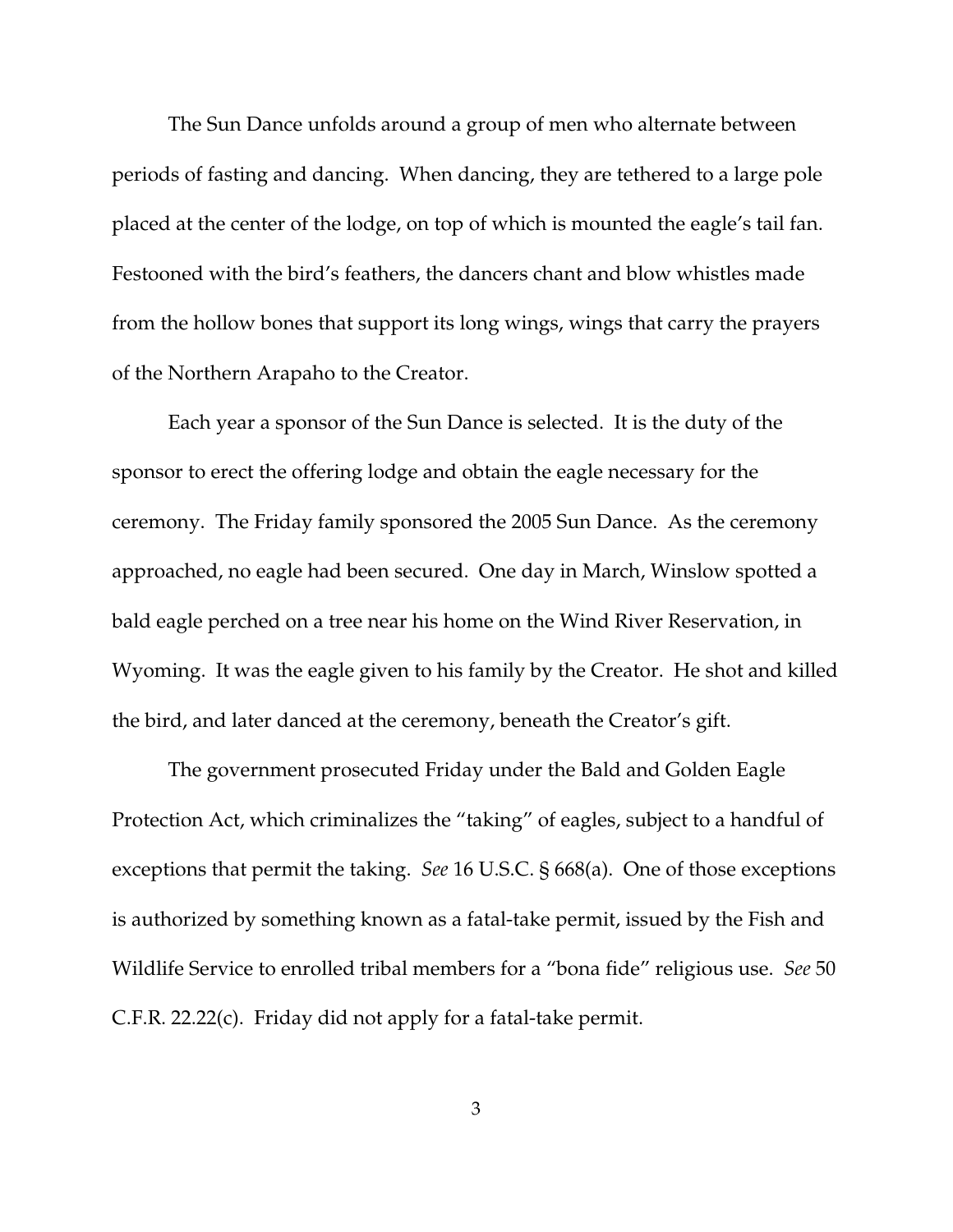The Sun Dance unfolds around a group of men who alternate between periods of fasting and dancing. When dancing, they are tethered to a large pole placed at the center of the lodge, on top of which is mounted the eagle's tail fan. Festooned with the bird's feathers, the dancers chant and blow whistles made from the hollow bones that support its long wings, wings that carry the prayers of the Northern Arapaho to the Creator.

Each year a sponsor of the Sun Dance is selected. It is the duty of the sponsor to erect the offering lodge and obtain the eagle necessary for the ceremony. The Friday family sponsored the 2005 Sun Dance. As the ceremony approached, no eagle had been secured. One day in March, Winslow spotted a bald eagle perched on a tree near his home on the Wind River Reservation, in Wyoming. It was the eagle given to his family by the Creator. He shot and killed the bird, and later danced at the ceremony, beneath the Creator's gift.

The government prosecuted Friday under the Bald and Golden Eagle Protection Act, which criminalizes the "taking" of eagles, subject to a handful of exceptions that permit the taking. *See* 16 U.S.C. § 668(a). One of those exceptions is authorized by something known as a fatal-take permit, issued by the Fish and Wildlife Service to enrolled tribal members for a "bona fide" religious use. *See* 50 C.F.R. 22.22(c). Friday did not apply for a fatal-take permit.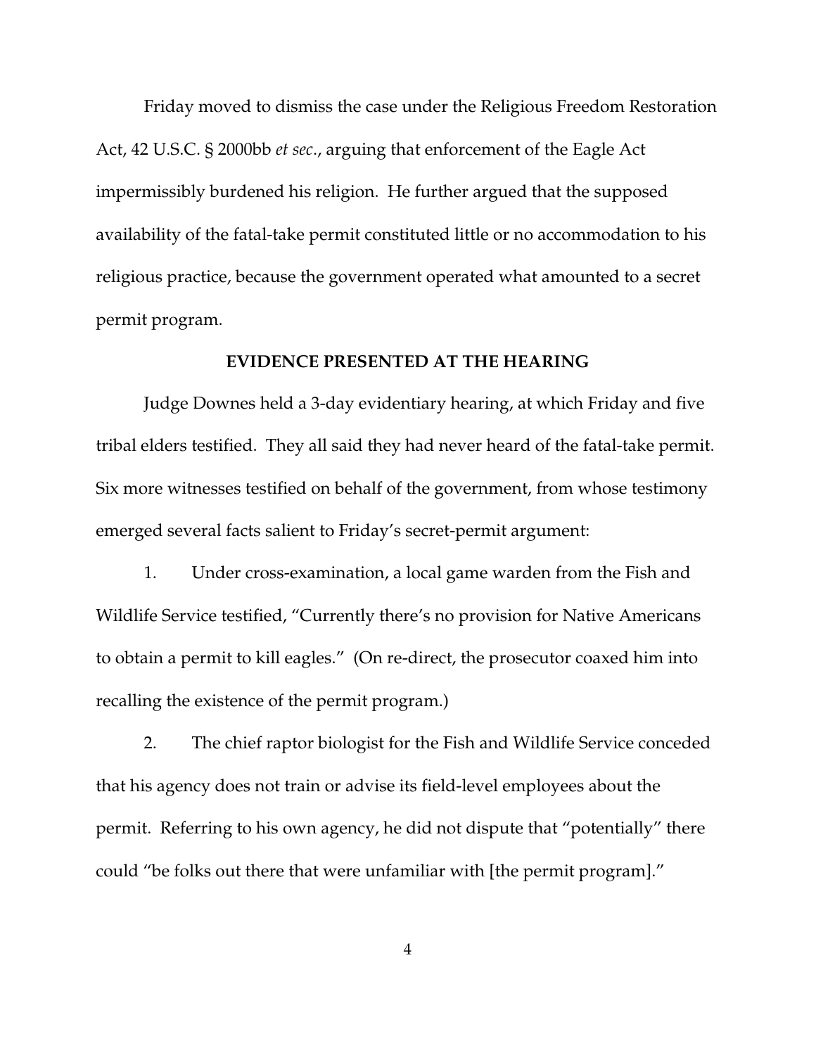Friday moved to dismiss the case under the Religious Freedom Restoration Act, 42 U.S.C. § 2000bb *et sec*., arguing that enforcement of the Eagle Act impermissibly burdened his religion. He further argued that the supposed availability of the fatal-take permit constituted little or no accommodation to his religious practice, because the government operated what amounted to a secret permit program.

## EVIDENCE PRESENTED AT THE HEARING

Judge Downes held a 3-day evidentiary hearing, at which Friday and five tribal elders testified. They all said they had never heard of the fatal-take permit. Six more witnesses testified on behalf of the government, from whose testimony emerged several facts salient to Friday's secret-permit argument:

1. Under cross-examination, a local game warden from the Fish and Wildlife Service testified, "Currently there's no provision for Native Americans to obtain a permit to kill eagles." (On re-direct, the prosecutor coaxed him into recalling the existence of the permit program.)

2. The chief raptor biologist for the Fish and Wildlife Service conceded that his agency does not train or advise its field-level employees about the permit. Referring to his own agency, he did not dispute that "potentially" there could "be folks out there that were unfamiliar with [the permit program]."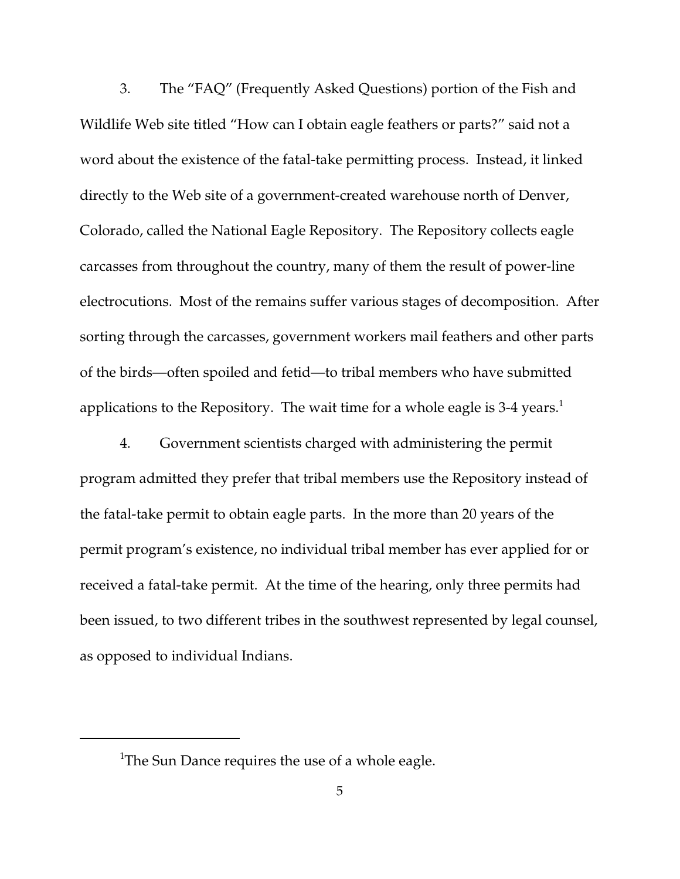3. The "FAQ" (Frequently Asked Questions) portion of the Fish and Wildlife Web site titled "How can I obtain eagle feathers or parts?" said not a word about the existence of the fatal-take permitting process. Instead, it linked directly to the Web site of a government-created warehouse north of Denver, Colorado, called the National Eagle Repository. The Repository collects eagle carcasses from throughout the country, many of them the result of power-line electrocutions. Most of the remains suffer various stages of decomposition. After sorting through the carcasses, government workers mail feathers and other parts of the birds—often spoiled and fetid—to tribal members who have submitted applications to the Repository. The wait time for a whole eagle is 3-4 years.[1]

4. Government scientists charged with administering the permit program admitted they prefer that tribal members use the Repository instead of the fatal-take permit to obtain eagle parts. In the more than 20 years of the permit program's existence, no individual tribal member has ever applied for or received a fatal-take permit. At the time of the hearing, only three permits had been issued, to two different tribes in the southwest represented by legal counsel, as opposed to individual Indians.

---

[1] The Sun Dance requires the use of a whole eagle.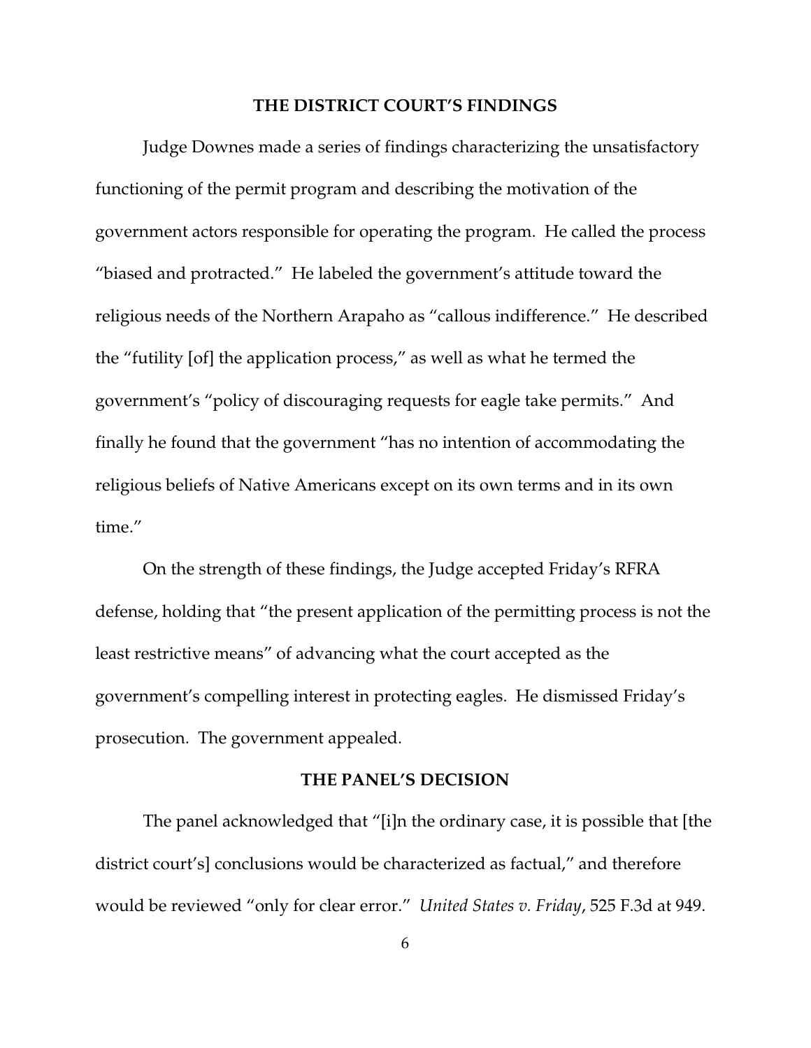## THE DISTRICT COURT'S FINDINGS

Judge Downes made a series of findings characterizing the unsatisfactory functioning of the permit program and describing the motivation of the government actors responsible for operating the program. He called the process "biased and protracted." He labeled the government's attitude toward the religious needs of the Northern Arapaho as "callous indifference." He described the "futility [of] the application process," as well as what he termed the government's "policy of discouraging requests for eagle take permits." And finally he found that the government "has no intention of accommodating the religious beliefs of Native Americans except on its own terms and in its own time."

On the strength of these findings, the Judge accepted Friday's RFRA defense, holding that "the present application of the permitting process is not the least restrictive means" of advancing what the court accepted as the government's compelling interest in protecting eagles. He dismissed Friday's prosecution. The government appealed.

## THE PANEL'S DECISION

The panel acknowledged that "[i]n the ordinary case, it is possible that [the district court's] conclusions would be characterized as factual," and therefore would be reviewed "only for clear error." *United States v. Friday*, 525 F.3d at 949.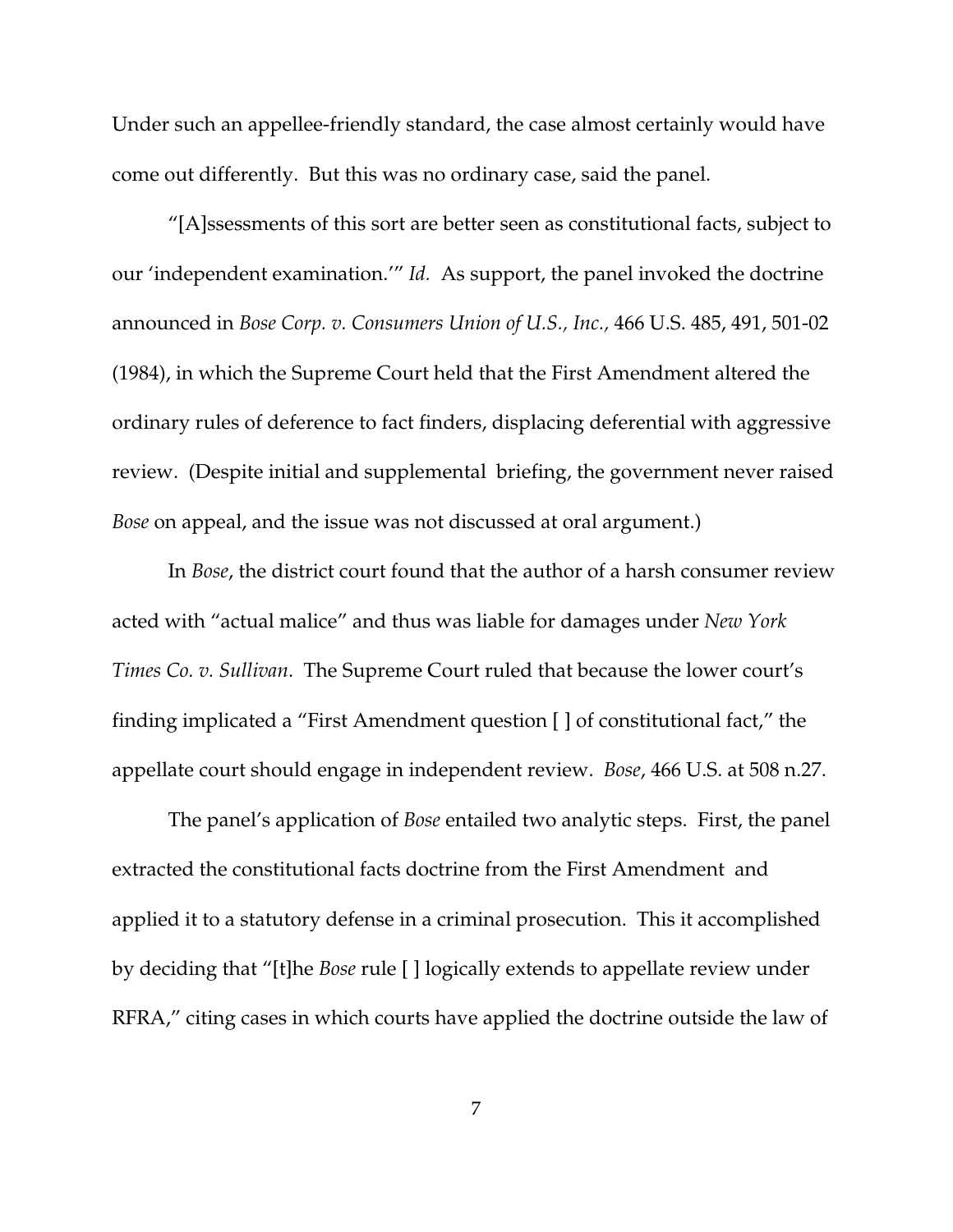Under such an appellee-friendly standard, the case almost certainly would have come out differently. But this was no ordinary case, said the panel.

"[A]ssessments of this sort are better seen as constitutional facts, subject to our 'independent examination.'" *Id.* As support, the panel invoked the doctrine announced in *Bose Corp. v. Consumers Union of U.S., Inc.*, 466 U.S. 485, 491, 501-02 (1984), in which the Supreme Court held that the First Amendment altered the ordinary rules of deference to fact finders, displacing deferential with aggressive review. (Despite initial and supplemental briefing, the government never raised *Bose* on appeal, and the issue was not discussed at oral argument.)

In *Bose*, the district court found that the author of a harsh consumer review acted with "actual malice" and thus was liable for damages under *New York Times Co. v. Sullivan*. The Supreme Court ruled that because the lower court's finding implicated a "First Amendment question [ ] of constitutional fact," the appellate court should engage in independent review. *Bose*, 466 U.S. at 508 n.27.

The panel's application of *Bose* entailed two analytic steps. First, the panel extracted the constitutional facts doctrine from the First Amendment and applied it to a statutory defense in a criminal prosecution. This it accomplished by deciding that "[t]he *Bose* rule [ ] logically extends to appellate review under RFRA," citing cases in which courts have applied the doctrine outside the law of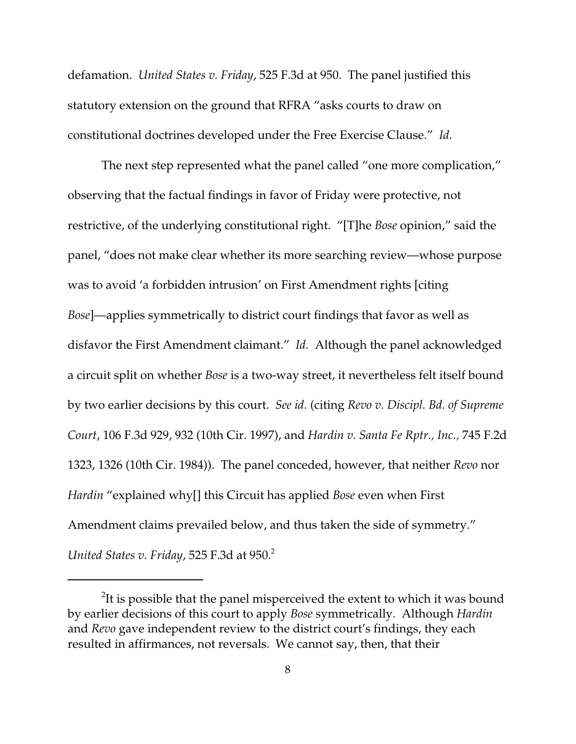defamation. *United States v. Friday*, 525 F.3d at 950. The panel justified this statutory extension on the ground that RFRA "asks courts to draw on constitutional doctrines developed under the Free Exercise Clause." *Id.*

The next step represented what the panel called "one more complication," observing that the factual findings in favor of Friday were protective, not restrictive, of the underlying constitutional right. "[T]he *Bose* opinion," said the panel, "does not make clear whether its more searching review—whose purpose was to avoid 'a forbidden intrusion' on First Amendment rights [citing *Bose*]—applies symmetrically to district court findings that favor as well as disfavor the First Amendment claimant." *Id.* Although the panel acknowledged a circuit split on whether *Bose* is a two-way street, it nevertheless felt itself bound by two earlier decisions by this court. *See id.* (citing *Revo v. Discipl. Bd. of Supreme Court*, 106 F.3d 929, 932 (10th Cir. 1997), and *Hardin v. Santa Fe Rptr., Inc.*, 745 F.2d 1323, 1326 (10th Cir. 1984)). The panel conceded, however, that neither *Revo* nor *Hardin* "explained why[] this Circuit has applied *Bose* even when First Amendment claims prevailed below, and thus taken the side of symmetry." *United States v. Friday*, 525 F.3d at 950.[2]

[2]It is possible that the panel misperceived the extent to which it was bound by earlier decisions of this court to apply *Bose* symmetrically. Although *Hardin* and *Revo* gave independent review to the district court's findings, they each resulted in affirmances, not reversals. We cannot say, then, that their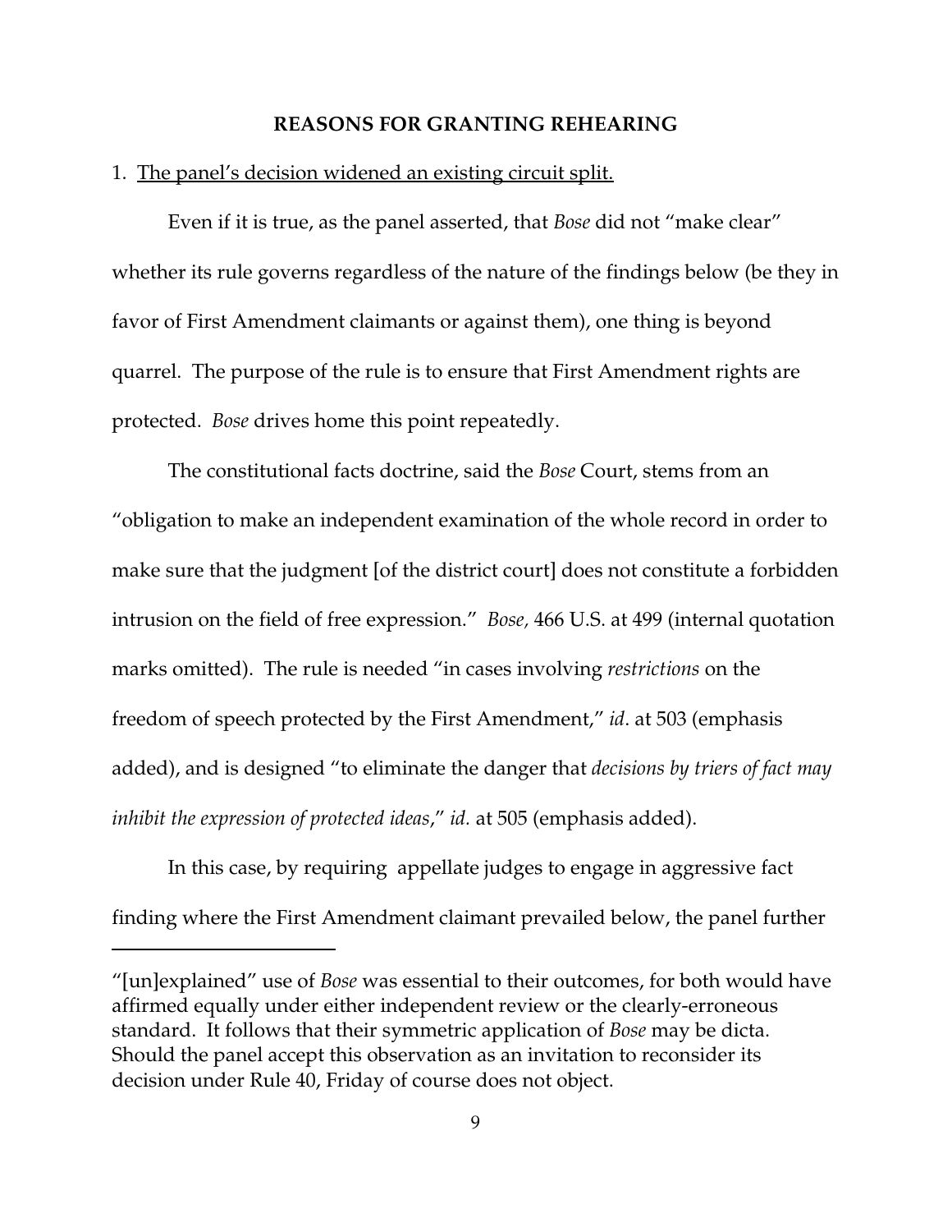## REASONS FOR GRANTING REHEARING

1. <u>The panel's decision widened an existing circuit split.</u>

Even if it is true, as the panel asserted, that *Bose* did not "make clear" whether its rule governs regardless of the nature of the findings below (be they in favor of First Amendment claimants or against them), one thing is beyond quarrel. The purpose of the rule is to ensure that First Amendment rights are protected. *Bose* drives home this point repeatedly.

The constitutional facts doctrine, said the *Bose* Court, stems from an "obligation to make an independent examination of the whole record in order to make sure that the judgment [of the district court] does not constitute a forbidden intrusion on the field of free expression." *Bose,* 466 U.S. at 499 (internal quotation marks omitted). The rule is needed "in cases involving *restrictions* on the freedom of speech protected by the First Amendment," *id*. at 503 (emphasis added), and is designed "to eliminate the danger that *decisions by triers of fact may inhibit the expression of protected ideas*," *id.* at 505 (emphasis added).

In this case, by requiring appellate judges to engage in aggressive fact finding where the First Amendment claimant prevailed below, the panel further

---

"[un]explained" use of *Bose* was essential to their outcomes, for both would have affirmed equally under either independent review or the clearly-erroneous standard. It follows that their symmetric application of *Bose* may be dicta. Should the panel accept this observation as an invitation to reconsider its decision under Rule 40, Friday of course does not object.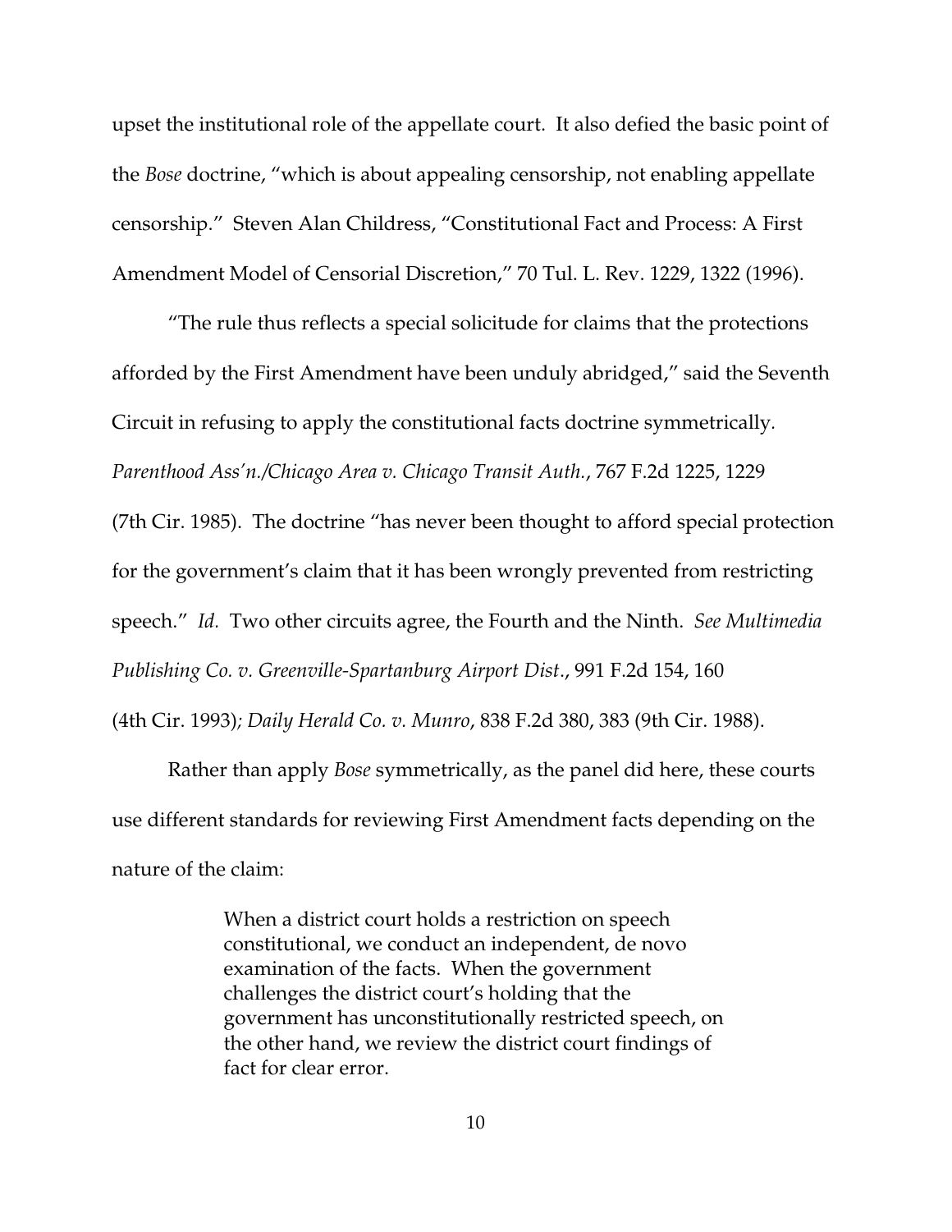upset the institutional role of the appellate court. It also defied the basic point of the *Bose* doctrine, "which is about appealing censorship, not enabling appellate censorship." Steven Alan Childress, "Constitutional Fact and Process: A First Amendment Model of Censorial Discretion," 70 Tul. L. Rev. 1229, 1322 (1996).

"The rule thus reflects a special solicitude for claims that the protections afforded by the First Amendment have been unduly abridged," said the Seventh Circuit in refusing to apply the constitutional facts doctrine symmetrically. *Parenthood Ass'n./Chicago Area v. Chicago Transit Auth.*, 767 F.2d 1225, 1229 (7th Cir. 1985). The doctrine "has never been thought to afford special protection for the government's claim that it has been wrongly prevented from restricting speech." *Id.* Two other circuits agree, the Fourth and the Ninth. *See Multimedia Publishing Co. v. Greenville-Spartanburg Airport Dist*., 991 F.2d 154, 160 (4th Cir. 1993); *Daily Herald Co. v. Munro*, 838 F.2d 380, 383 (9th Cir. 1988).

Rather than apply *Bose* symmetrically, as the panel did here, these courts use different standards for reviewing First Amendment facts depending on the nature of the claim:

> When a district court holds a restriction on speech constitutional, we conduct an independent, de novo examination of the facts. When the government challenges the district court's holding that the government has unconstitutionally restricted speech, on the other hand, we review the district court findings of fact for clear error.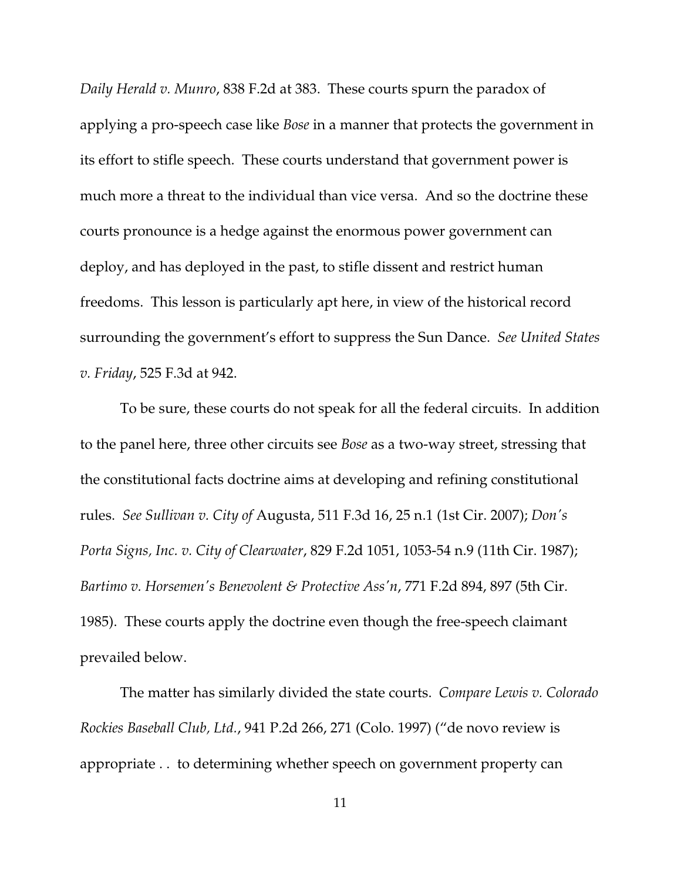*Daily Herald v. Munro*, 838 F.2d at 383. These courts spurn the paradox of applying a pro-speech case like *Bose* in a manner that protects the government in its effort to stifle speech. These courts understand that government power is much more a threat to the individual than vice versa. And so the doctrine these courts pronounce is a hedge against the enormous power government can deploy, and has deployed in the past, to stifle dissent and restrict human freedoms. This lesson is particularly apt here, in view of the historical record surrounding the government's effort to suppress the Sun Dance. *See United States v. Friday*, 525 F.3d at 942.

To be sure, these courts do not speak for all the federal circuits. In addition to the panel here, three other circuits see *Bose* as a two-way street, stressing that the constitutional facts doctrine aims at developing and refining constitutional rules. *See Sullivan v. City of* Augusta, 511 F.3d 16, 25 n.1 (1st Cir. 2007); *Don's Porta Signs, Inc. v. City of Clearwater*, 829 F.2d 1051, 1053-54 n.9 (11th Cir. 1987); *Bartimo v. Horsemen's Benevolent & Protective Ass'n*, 771 F.2d 894, 897 (5th Cir. 1985). These courts apply the doctrine even though the free-speech claimant prevailed below.

The matter has similarly divided the state courts. *Compare Lewis v. Colorado Rockies Baseball Club, Ltd.*, 941 P.2d 266, 271 (Colo. 1997) ("de novo review is appropriate . . to determining whether speech on government property can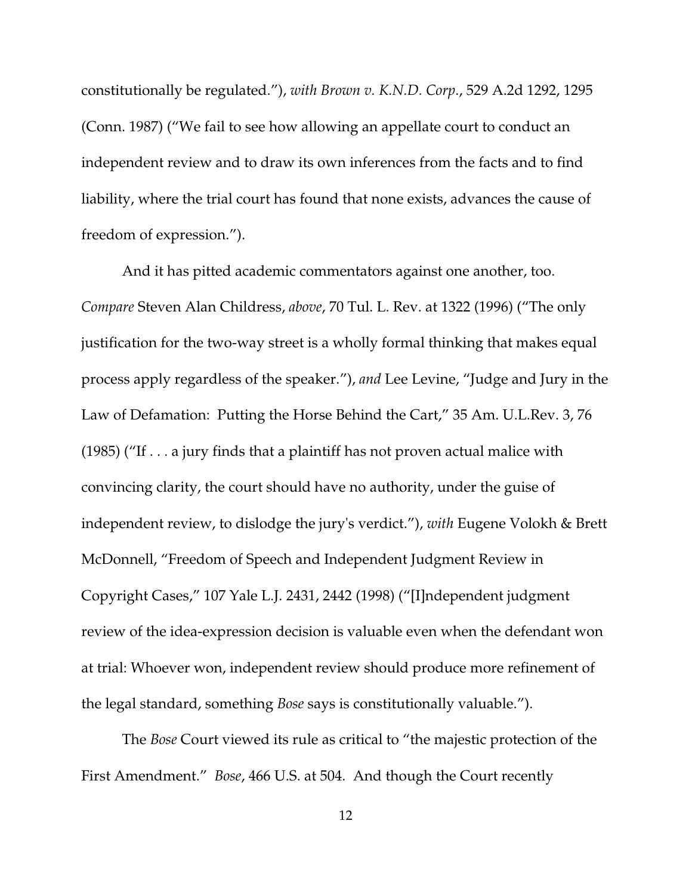constitutionally be regulated."), *with Brown v. K.N.D. Corp*., 529 A.2d 1292, 1295 (Conn. 1987) ("We fail to see how allowing an appellate court to conduct an independent review and to draw its own inferences from the facts and to find liability, where the trial court has found that none exists, advances the cause of freedom of expression.").

And it has pitted academic commentators against one another, too. *Compare* Steven Alan Childress, *above*, 70 Tul. L. Rev. at 1322 (1996) ("The only justification for the two-way street is a wholly formal thinking that makes equal process apply regardless of the speaker."), *and* Lee Levine, "Judge and Jury in the Law of Defamation: Putting the Horse Behind the Cart," 35 Am. U.L.Rev. 3, 76 (1985) ("If . . . a jury finds that a plaintiff has not proven actual malice with convincing clarity, the court should have no authority, under the guise of independent review, to dislodge the jury's verdict."), *with* Eugene Volokh & Brett McDonnell, "Freedom of Speech and Independent Judgment Review in Copyright Cases," 107 Yale L.J. 2431, 2442 (1998) ("[I]ndependent judgment review of the idea-expression decision is valuable even when the defendant won at trial: Whoever won, independent review should produce more refinement of the legal standard, something *Bose* says is constitutionally valuable.").

The *Bose* Court viewed its rule as critical to "the majestic protection of the First Amendment." *Bose*, 466 U.S. at 504. And though the Court recently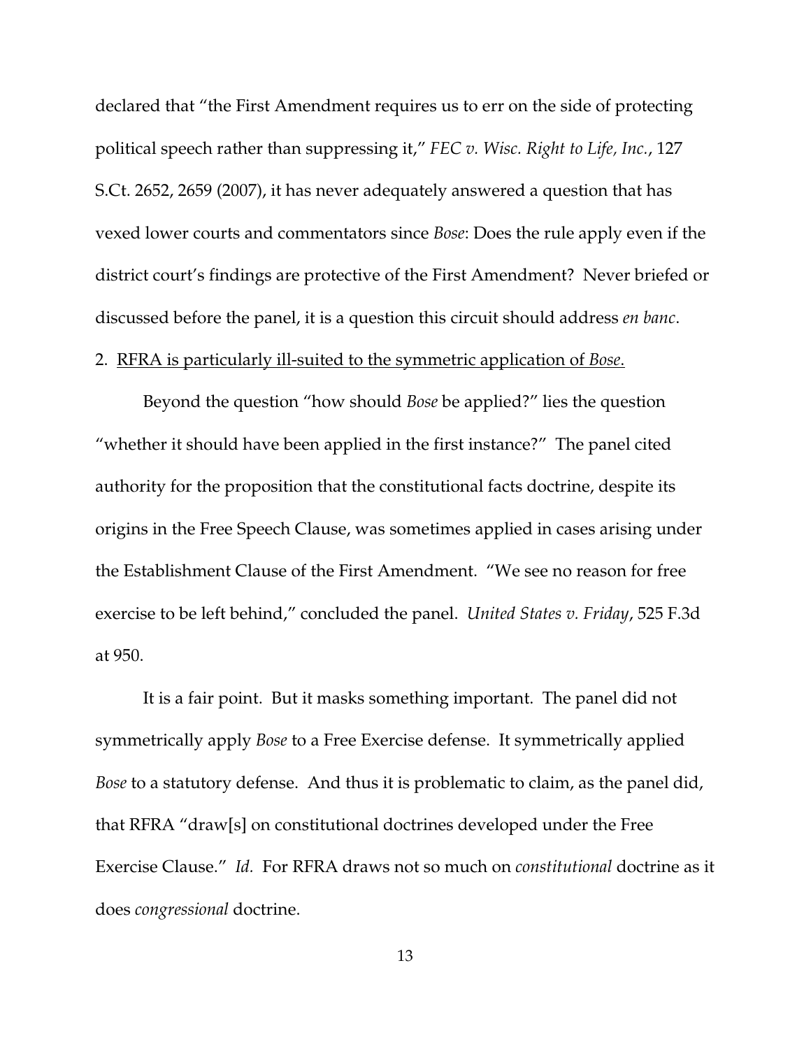declared that "the First Amendment requires us to err on the side of protecting political speech rather than suppressing it," *FEC v. Wisc. Right to Life, Inc.*, 127 S.Ct. 2652, 2659 (2007), it has never adequately answered a question that has vexed lower courts and commentators since *Bose*: Does the rule apply even if the district court's findings are protective of the First Amendment? Never briefed or discussed before the panel, it is a question this circuit should address *en banc*.

2. <u>RFRA is particularly ill-suited to the symmetric application of *Bose*.</u>

Beyond the question "how should *Bose* be applied?" lies the question "whether it should have been applied in the first instance?" The panel cited authority for the proposition that the constitutional facts doctrine, despite its origins in the Free Speech Clause, was sometimes applied in cases arising under the Establishment Clause of the First Amendment. "We see no reason for free exercise to be left behind," concluded the panel. *United States v. Friday*, 525 F.3d at 950.

It is a fair point. But it masks something important. The panel did not symmetrically apply *Bose* to a Free Exercise defense. It symmetrically applied *Bose* to a statutory defense. And thus it is problematic to claim, as the panel did, that RFRA "draw[s] on constitutional doctrines developed under the Free Exercise Clause." *Id.* For RFRA draws not so much on *constitutional* doctrine as it does *congressional* doctrine.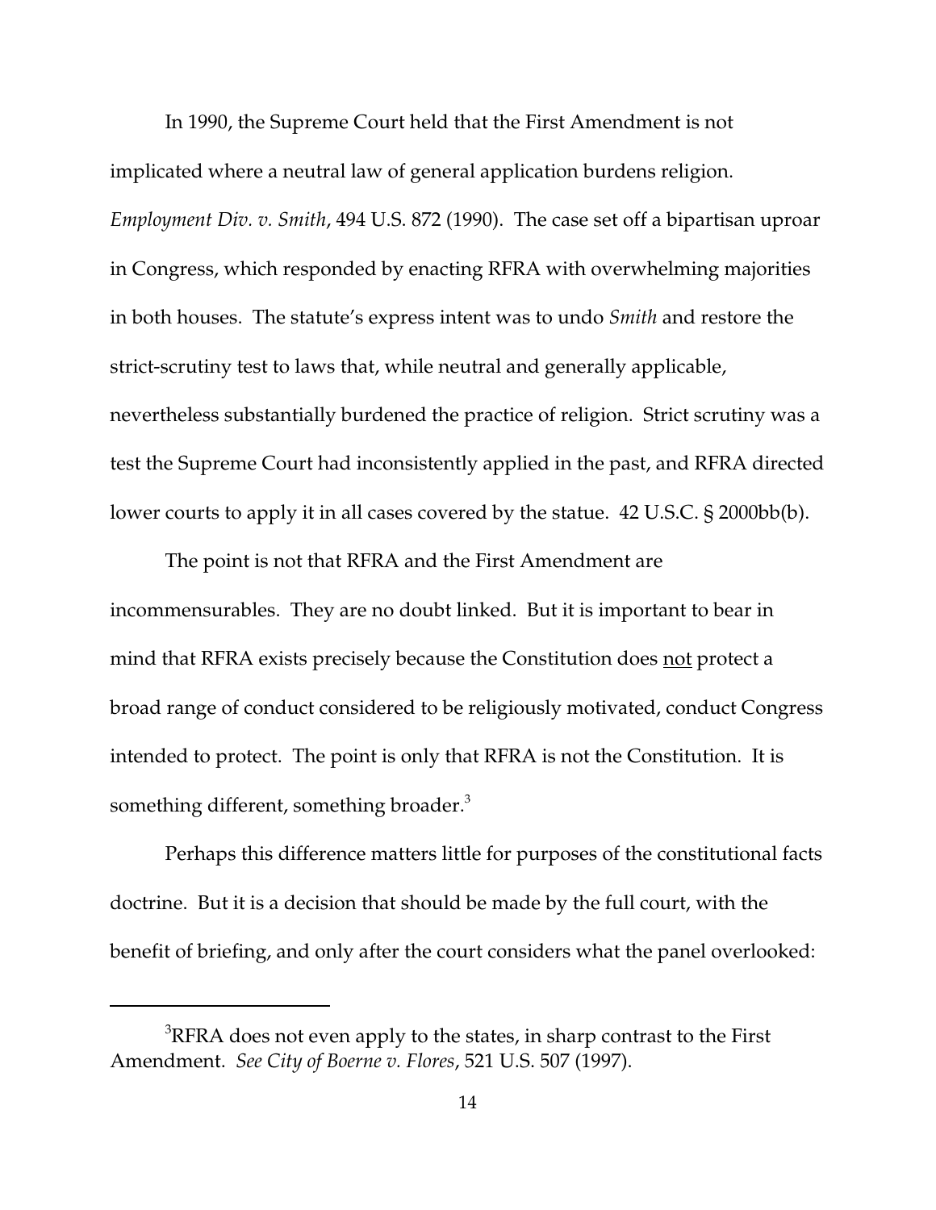In 1990, the Supreme Court held that the First Amendment is not implicated where a neutral law of general application burdens religion. *Employment Div. v. Smith*, 494 U.S. 872 (1990). The case set off a bipartisan uproar in Congress, which responded by enacting RFRA with overwhelming majorities in both houses. The statute's express intent was to undo *Smith* and restore the strict-scrutiny test to laws that, while neutral and generally applicable, nevertheless substantially burdened the practice of religion. Strict scrutiny was a test the Supreme Court had inconsistently applied in the past, and RFRA directed lower courts to apply it in all cases covered by the statue. 42 U.S.C. § 2000bb(b).

The point is not that RFRA and the First Amendment are incommensurables. They are no doubt linked. But it is important to bear in mind that RFRA exists precisely because the Constitution does not protect a broad range of conduct considered to be religiously motivated, conduct Congress intended to protect. The point is only that RFRA is not the Constitution. It is something different, something broader.[3]

Perhaps this difference matters little for purposes of the constitutional facts doctrine. But it is a decision that should be made by the full court, with the benefit of briefing, and only after the court considers what the panel overlooked:

---

[3] RFRA does not even apply to the states, in sharp contrast to the First Amendment. *See City of Boerne v. Flores*, 521 U.S. 507 (1997).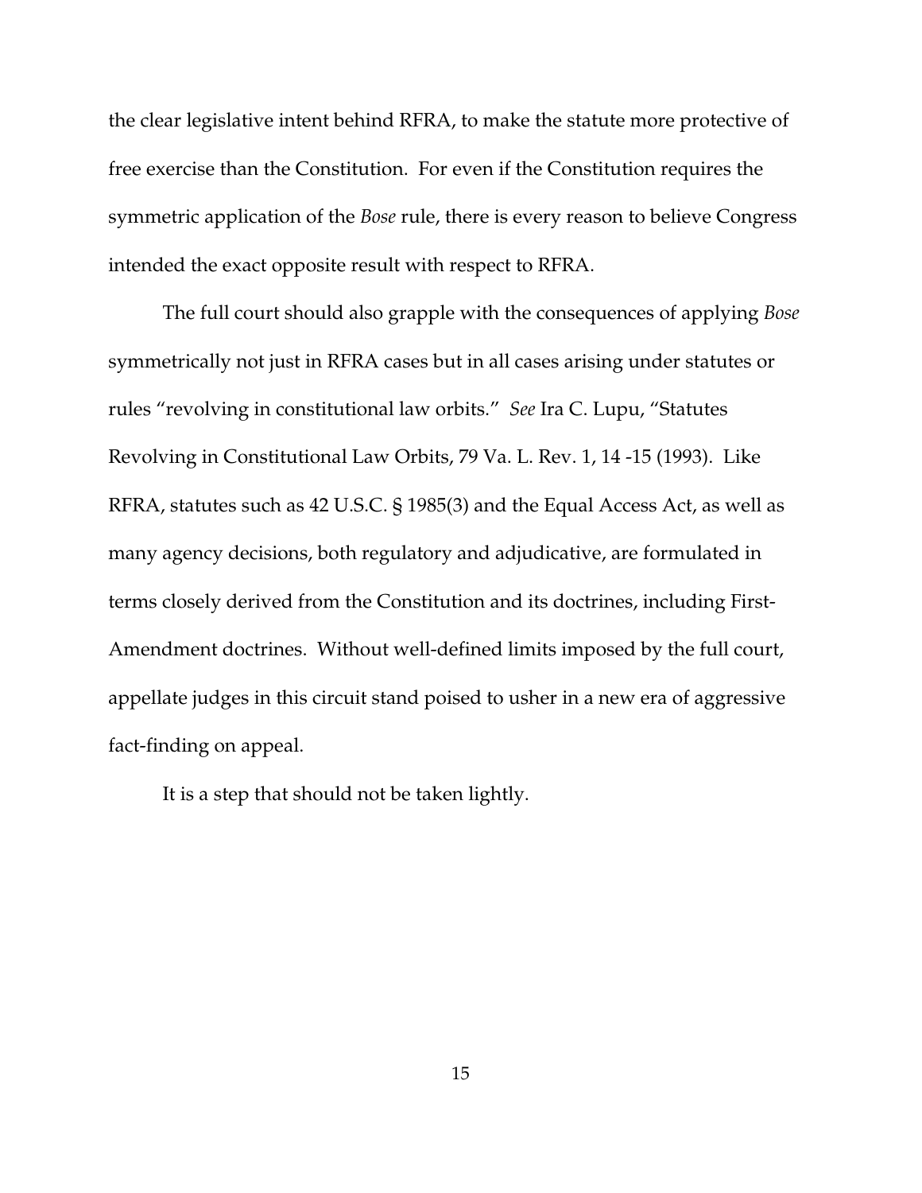the clear legislative intent behind RFRA, to make the statute more protective of free exercise than the Constitution. For even if the Constitution requires the symmetric application of the *Bose* rule, there is every reason to believe Congress intended the exact opposite result with respect to RFRA.

The full court should also grapple with the consequences of applying *Bose* symmetrically not just in RFRA cases but in all cases arising under statutes or rules "revolving in constitutional law orbits." *See* Ira C. Lupu, "Statutes Revolving in Constitutional Law Orbits, 79 Va. L. Rev. 1, 14 -15 (1993). Like RFRA, statutes such as 42 U.S.C. § 1985(3) and the Equal Access Act, as well as many agency decisions, both regulatory and adjudicative, are formulated in terms closely derived from the Constitution and its doctrines, including First-Amendment doctrines. Without well-defined limits imposed by the full court, appellate judges in this circuit stand poised to usher in a new era of aggressive fact-finding on appeal.

It is a step that should not be taken lightly.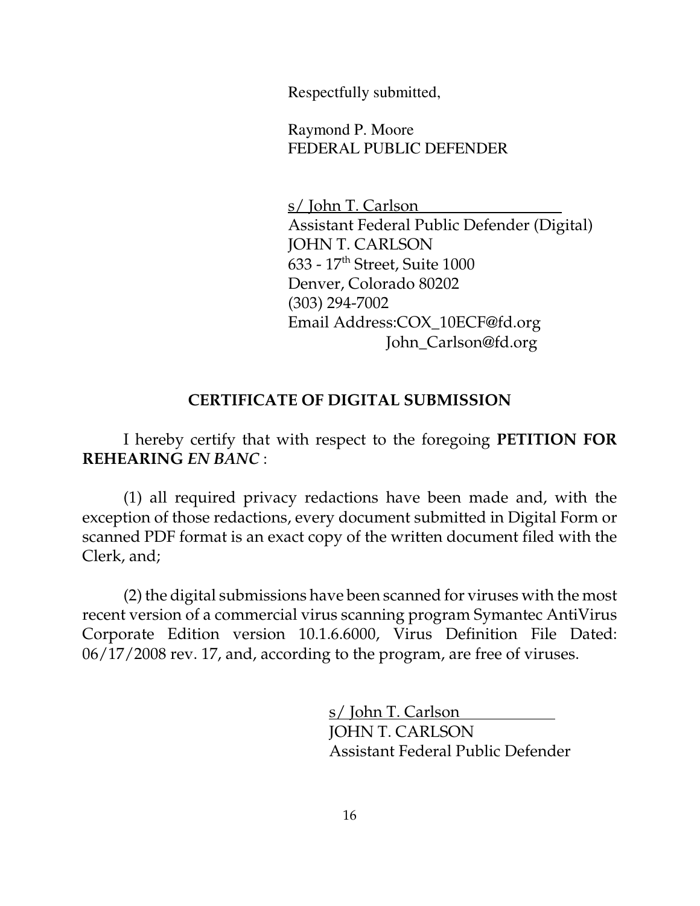Respectfully submitted,

Raymond P. Moore
FEDERAL PUBLIC DEFENDER

s/ John T. Carlson
Assistant Federal Public Defender (Digital)
JOHN T. CARLSON
633 - 17th Street, Suite 1000
Denver, Colorado 80202
(303) 294-7002
Email Address:COX_10ECF@fd.org
John_Carlson@fd.org

## CERTIFICATE OF DIGITAL SUBMISSION

I hereby certify that with respect to the foregoing **PETITION FOR REHEARING *EN BANC*** :

(1) all required privacy redactions have been made and, with the exception of those redactions, every document submitted in Digital Form or scanned PDF format is an exact copy of the written document filed with the Clerk, and;

(2) the digital submissions have been scanned for viruses with the most recent version of a commercial virus scanning program Symantec AntiVirus Corporate Edition version 10.1.6.6000, Virus Definition File Dated: 06/17/2008 rev. 17, and, according to the program, are free of viruses.

s/ John T. Carlson
JOHN T. CARLSON
Assistant Federal Public Defender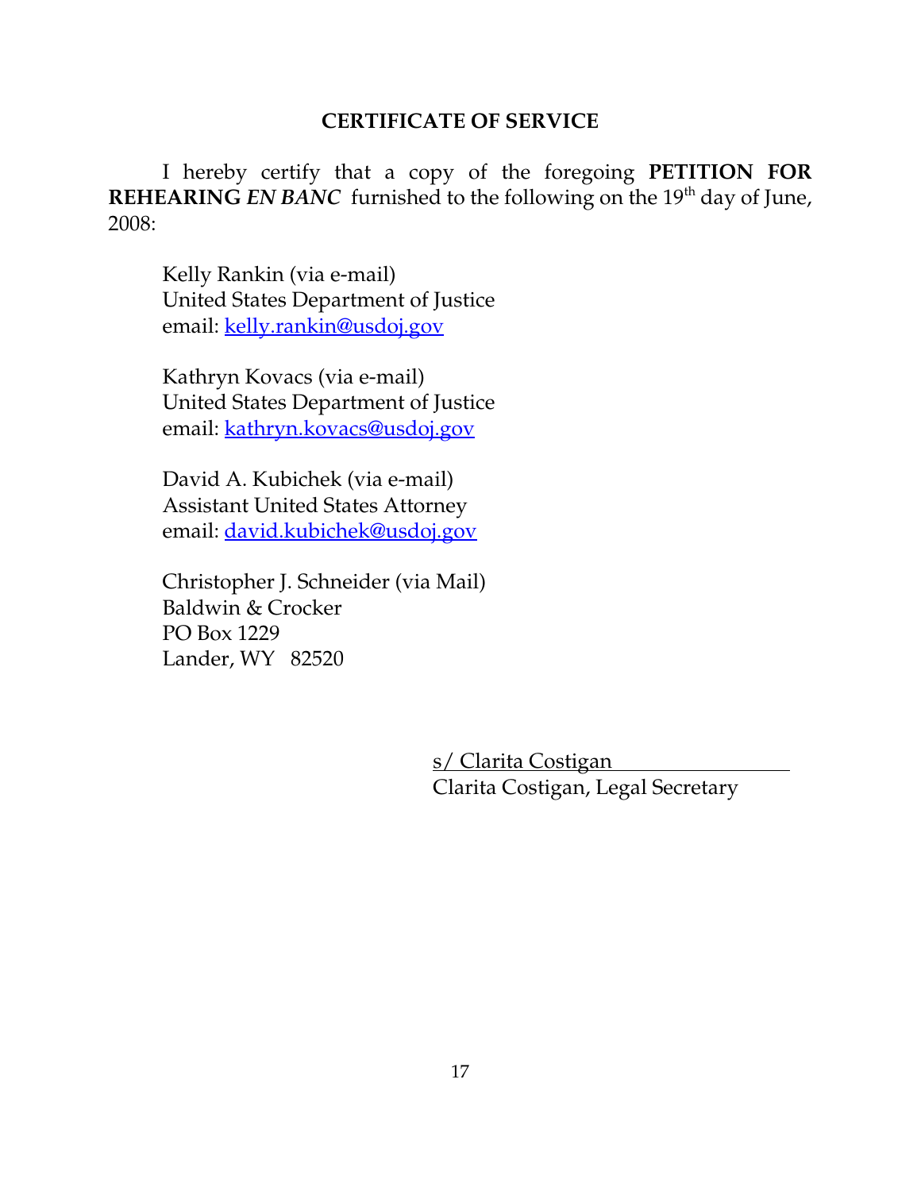## CERTIFICATE OF SERVICE

I hereby certify that a copy of the foregoing **PETITION FOR REHEARING *EN BANC*** furnished to the following on the 19th day of June, 2008:

Kelly Rankin (via e-mail)
United States Department of Justice
email: kelly.rankin@usdoj.gov

Kathryn Kovacs (via e-mail)
United States Department of Justice
email: kathryn.kovacs@usdoj.gov

David A. Kubichek (via e-mail)
Assistant United States Attorney
email: david.kubichek@usdoj.gov

Christopher J. Schneider (via Mail)
Baldwin & Crocker
PO Box 1229
Lander, WY 82520

s/ Clarita Costigan
Clarita Costigan, Legal Secretary